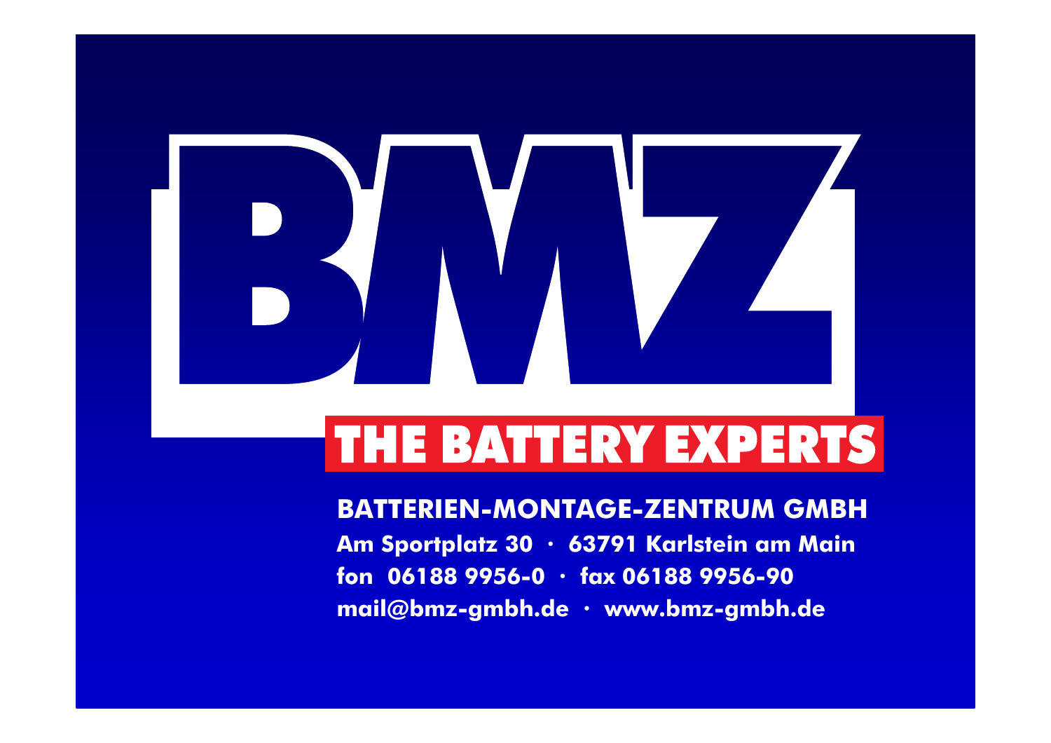# BMZ

## THE BATTERY EXPERTS

**BATTERIEN-MONTAGE-ZENTRUM GMBH**

**Am Sportplatz 30 · 63791 Karlstein am Main**

**fon 06188 9956-0 · fax 06188 9956-90**

**mail@bmz-gmbh.de · www.bmz-gmbh.de**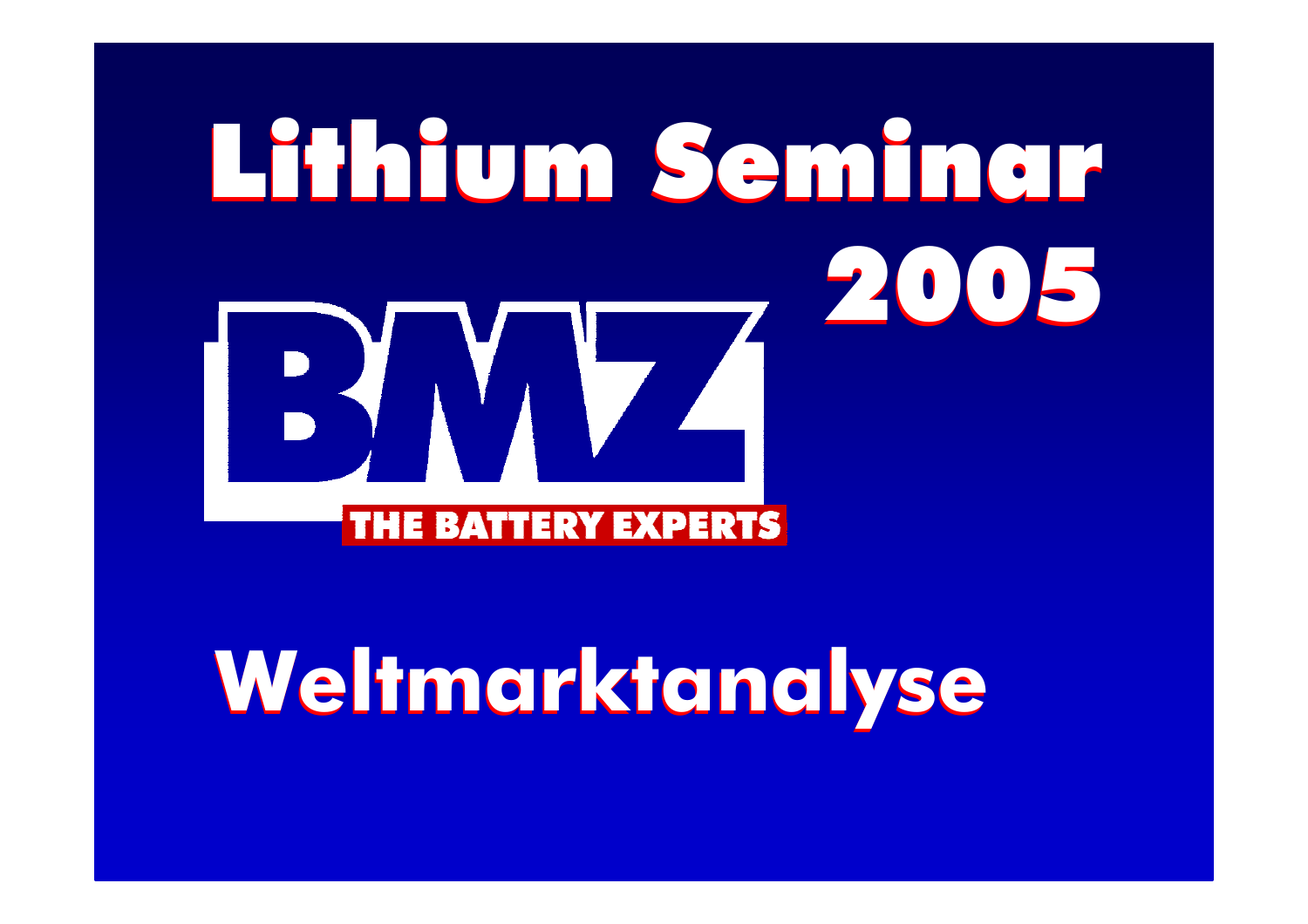# Lithium Seminar 2005

BMZ

THE BATTERY EXPERTS

## Weltmarktanalyse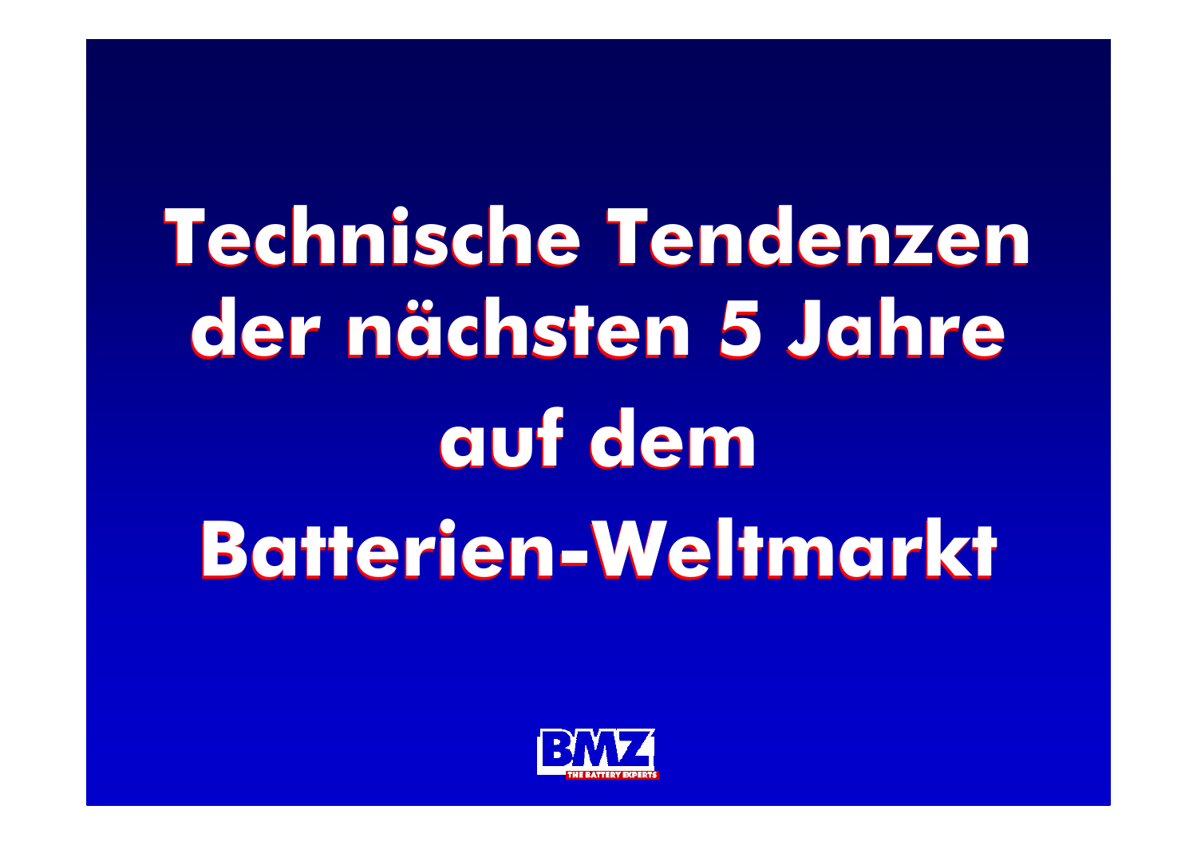# Technische Tendenzen der nächsten 5 Jahre auf dem Batterien-Weltmarkt

BMZ

THE BATTERY EXPERTS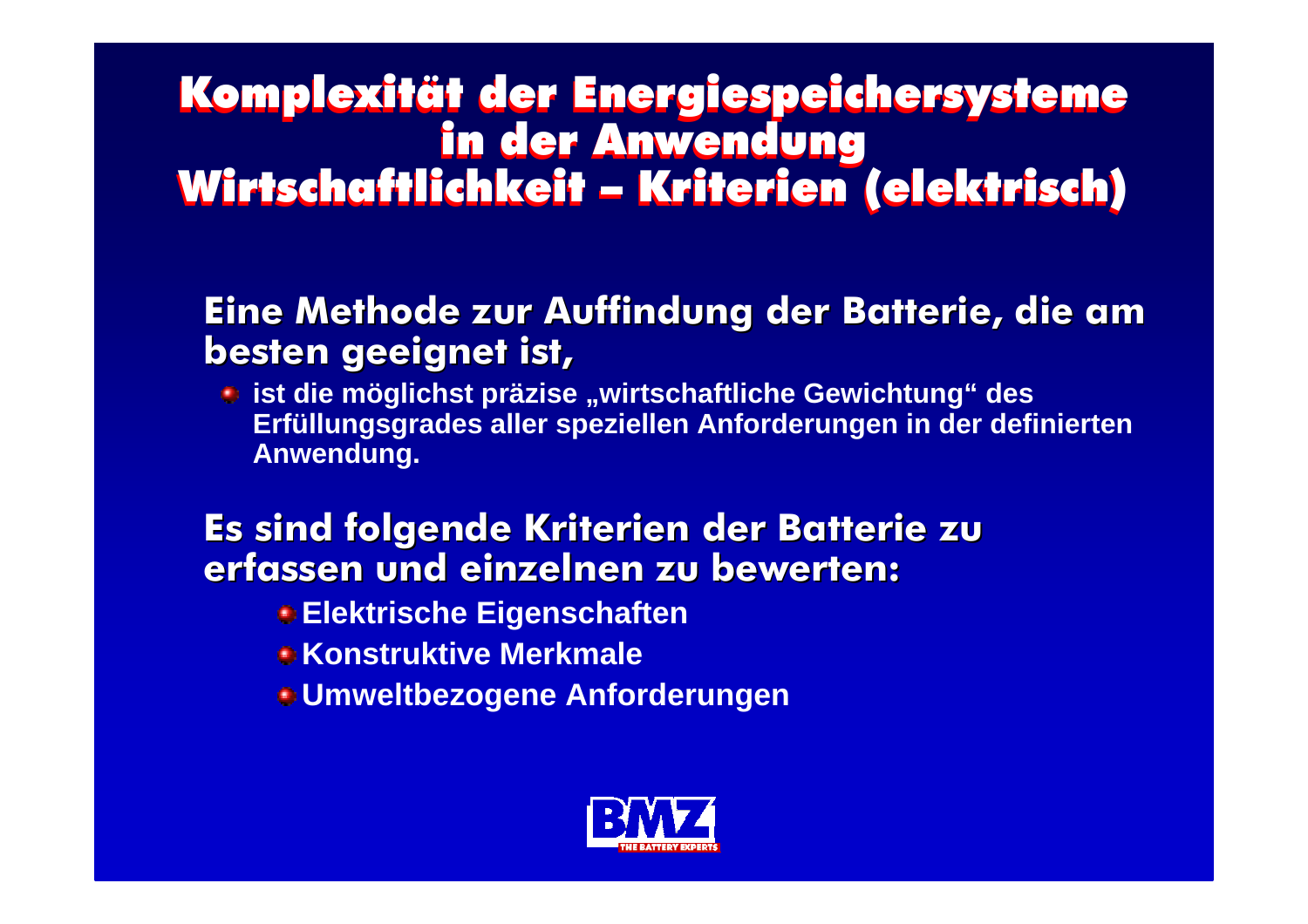# Komplexität der Energiespeichersysteme in der Anwendung Wirtschaftlichkeit – Kriterien (elektrisch)

## Eine Methode zur Auffindung der Batterie, die am besten geeignet ist,

- **ist die möglichst präzise „wirtschaftliche Gewichtung" des Erfüllungsgrades aller speziellen Anforderungen in der definierten Anwendung.**

## Es sind folgende Kriterien der Batterie zu erfassen und einzelnen zu bewerten:

- **Elektrische Eigenschaften**
- **Konstruktive Merkmale**
- **Umweltbezogene Anforderungen**

BMZ THE BATTERY EXPERTS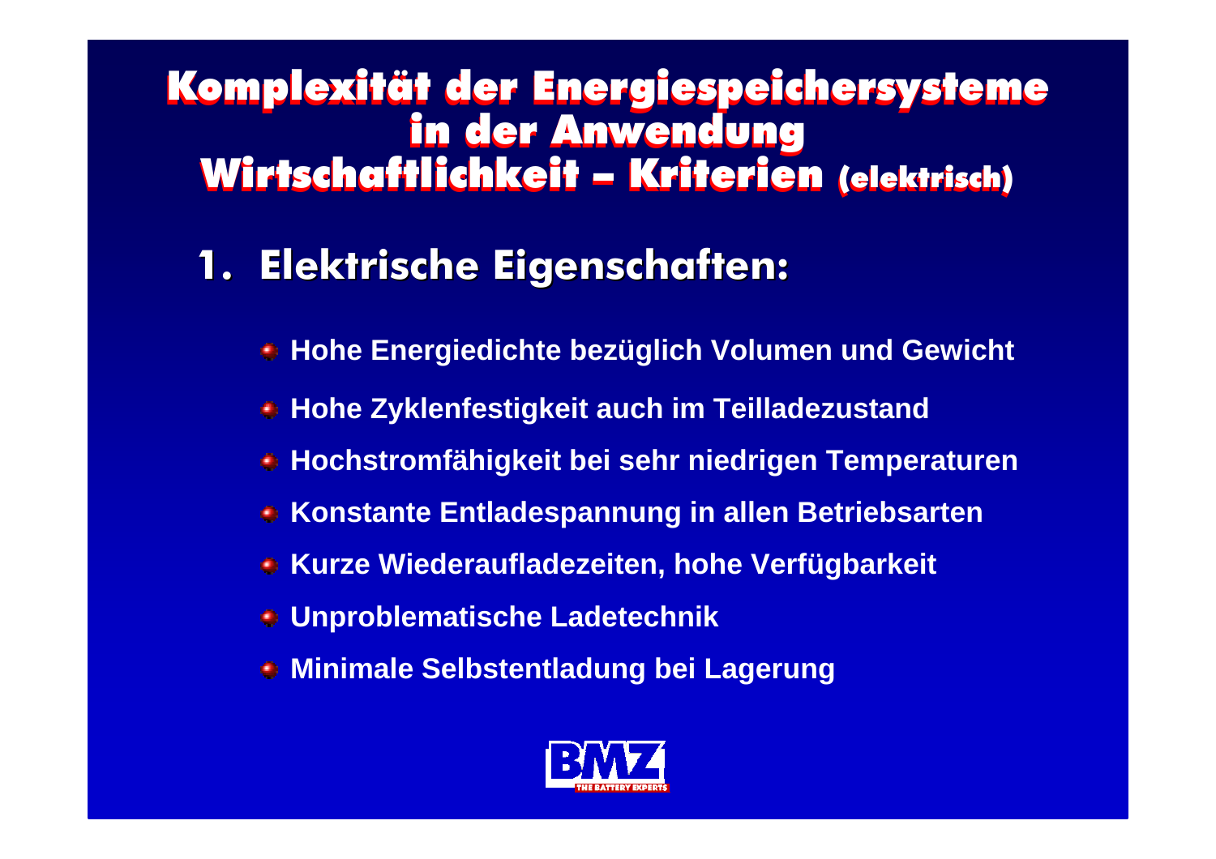# Komplexität der Energiespeichersysteme in der Anwendung Wirtschaftlichkeit – Kriterien (elektrisch)

## 1. Elektrische Eigenschaften:

- **Hohe Energiedichte bezüglich Volumen und Gewicht**
- **Hohe Zyklenfestigkeit auch im Teilladezustand**
- **Hochstromfähigkeit bei sehr niedrigen Temperaturen**
- **Konstante Entladespannung in allen Betriebsarten**
- **Kurze Wiederaufladezeiten, hohe Verfügbarkeit**
- **Unproblematische Ladetechnik**
- **Minimale Selbstentladung bei Lagerung**

BMZ
THE BATTERY EXPERTS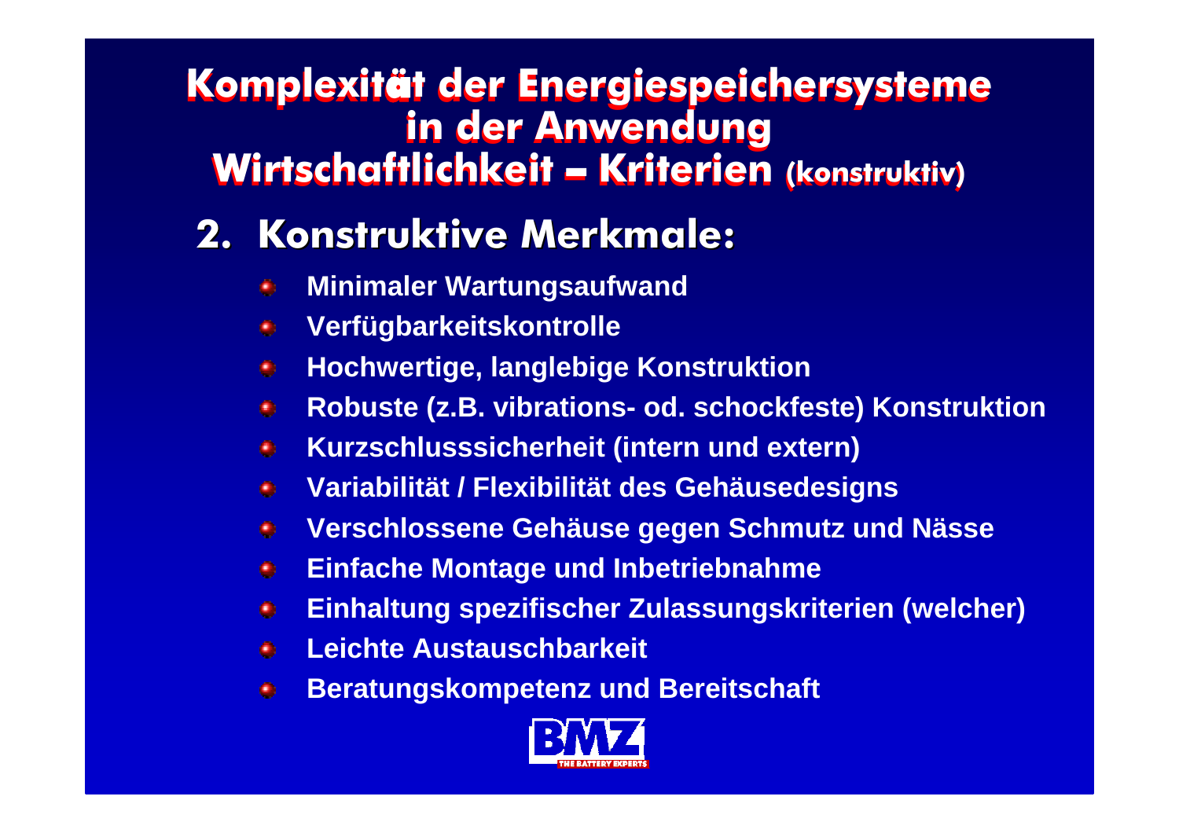# Komplexität der Energiespeichersysteme in der Anwendung
# Wirtschaftlichkeit – Kriterien (konstruktiv)

## 2. Konstruktive Merkmale:

- **Minimaler Wartungsaufwand**
- **Verfügbarkeitskontrolle**
- **Hochwertige, langlebige Konstruktion**
- **Robuste (z.B. vibrations- od. schockfeste) Konstruktion**
- **Kurzschlusssicherheit (intern und extern)**
- **Variabilität / Flexibilität des Gehäusedesigns**
- **Verschlossene Gehäuse gegen Schmutz und Nässe**
- **Einfache Montage und Inbetriebnahme**
- **Einhaltung spezifischer Zulassungskriterien (welcher)**
- **Leichte Austauschbarkeit**
- **Beratungskompetenz und Bereitschaft**

BMZ
THE BATTERY EXPERTS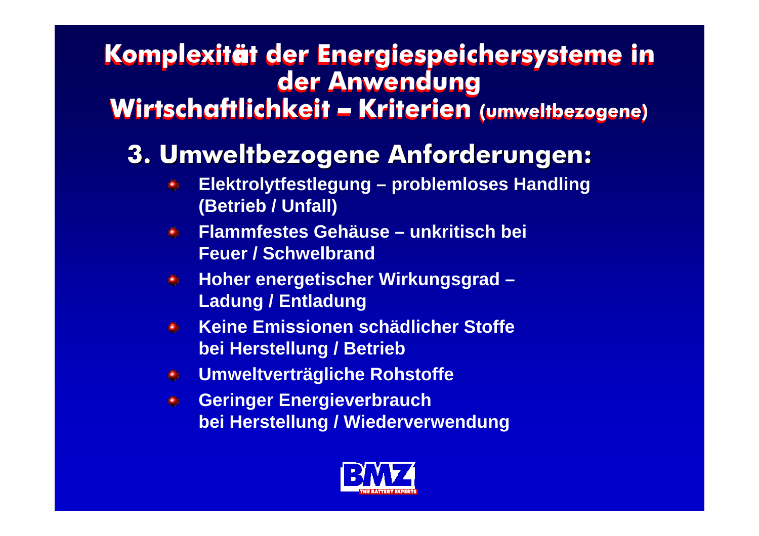# Komplexität der Energiespeichersysteme in der Anwendung

## Wirtschaftlichkeit – Kriterien (umweltbezogene)

### 3. Umweltbezogene Anforderungen:

- **Elektrolytfestlegung – problemloses Handling (Betrieb / Unfall)**
- **Flammfestes Gehäuse – unkritisch bei Feuer / Schwelbrand**
- **Hoher energetischer Wirkungsgrad – Ladung / Entladung**
- **Keine Emissionen schädlicher Stoffe bei Herstellung / Betrieb**
- **Umweltverträgliche Rohstoffe**
- **Geringer Energieverbrauch bei Herstellung / Wiederverwendung**

BMZ THE BATTERY EXPERTS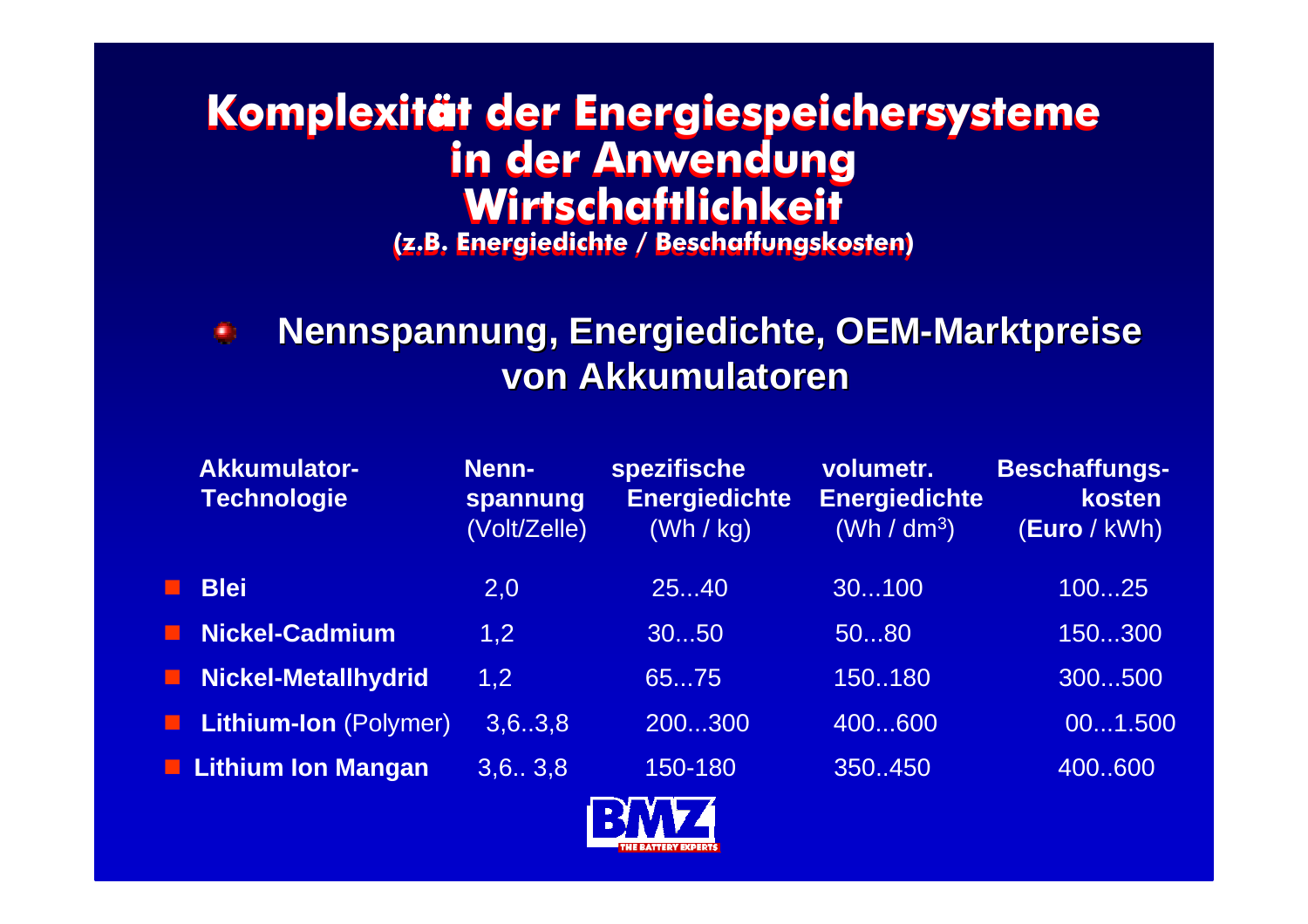# Komplexität der Energiespeichersysteme in der Anwendung Wirtschaftlichkeit

**(z.B. Energiedichte / Beschaffungskosten)**

## Nennspannung, Energiedichte, OEM-Marktpreise von Akkumulatoren

| Akkumulator-Technologie | Nenn-spannung (Volt/Zelle) | spezifische Energiedichte (Wh / kg) | volumetr. Energiedichte (Wh / $dm^3$) | Beschaffungs-kosten (**Euro** / kWh) |
|---|---|---|---|---|
| **Blei** | 2,0 | 25...40 | 30...100 | 100...25 |
| **Nickel-Cadmium** | 1,2 | 30...50 | 50...80 | 150...300 |
| **Nickel-Metallhydrid** | 1,2 | 65...75 | 150..180 | 300...500 |
| **Lithium-Ion** (Polymer) | 3,6..3,8 | 200...300 | 400...600 | 00...1.500 |
| **Lithium Ion Mangan** | 3,6.. 3,8 | 150-180 | 350..450 | 400..600 |

BMZ THE BATTERY EXPERTS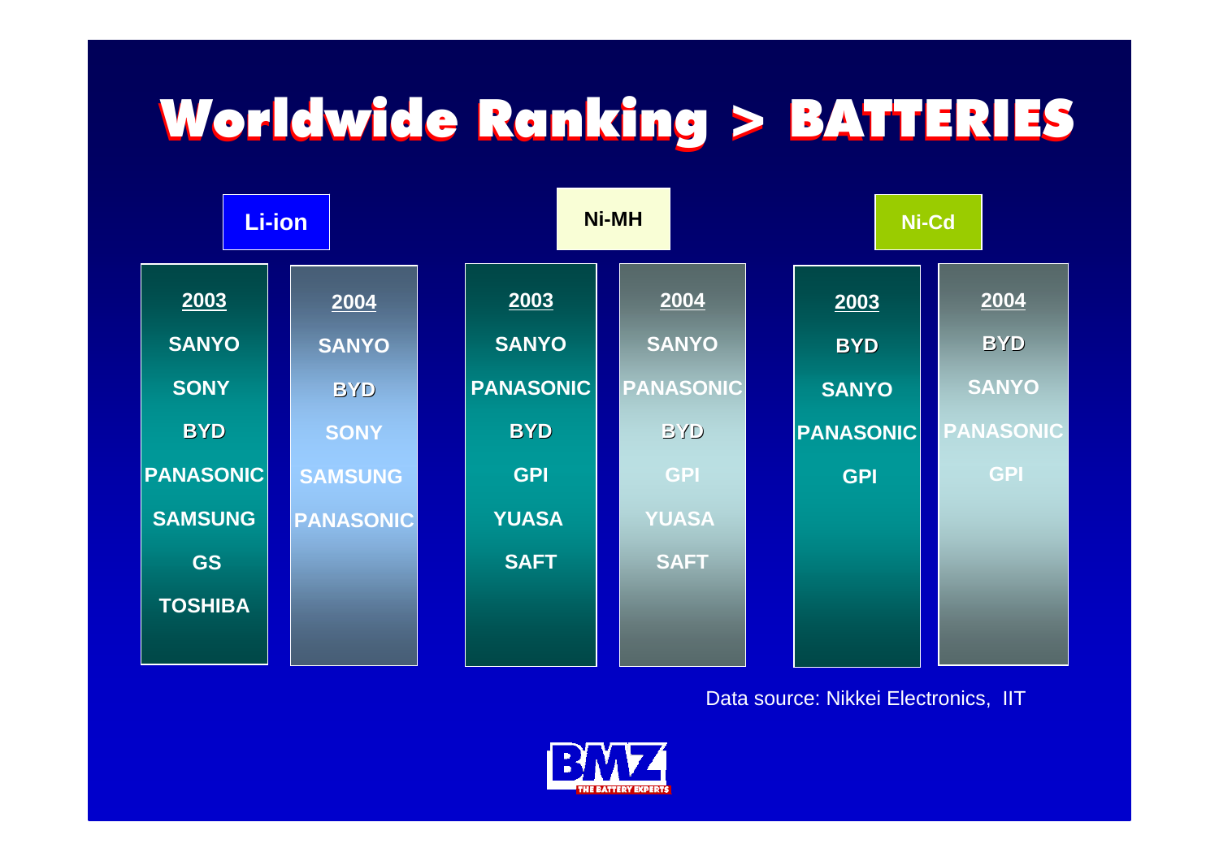# Worldwide Ranking > BATTERIES

| Li-ion | | Ni-MH | | Ni-Cd | |
|---|---|---|---|---|---|
| **2003** | **2004** | **2003** | **2004** | **2003** | **2004** |
| SANYO | SANYO | SANYO | SANYO | BYD | BYD |
| SONY | BYD | PANASONIC | PANASONIC | SANYO | SANYO |
| BYD | SONY | BYD | BYD | PANASONIC | PANASONIC |
| PANASONIC | SAMSUNG | GPI | GPI | GPI | GPI |
| SAMSUNG | PANASONIC | YUASA | YUASA | | |
| GS | | SAFT | SAFT | | |
| TOSHIBA | | | | | |

Data source: Nikkei Electronics, IIT

BMZ THE BATTERY EXPERTS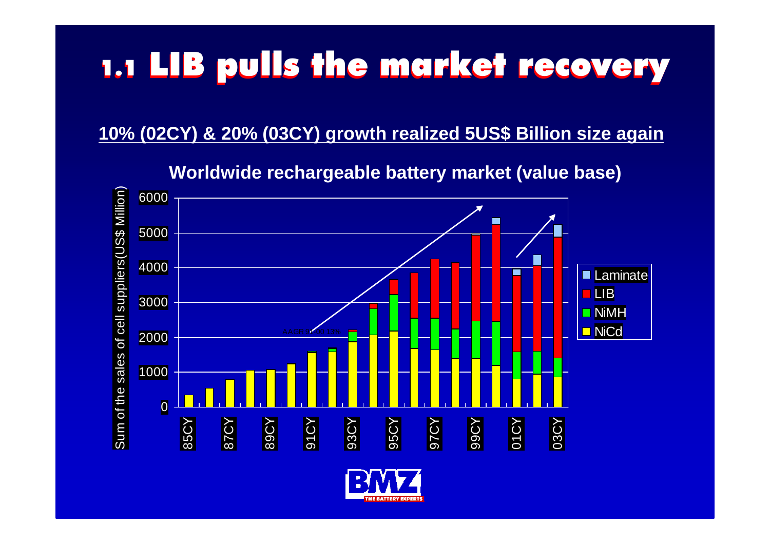# 1.1 LIB pulls the market recovery

**10% (02CY) & 20% (03CY) growth realized 5US$ Billion size again**

**Worldwide rechargeable battery market (value base)**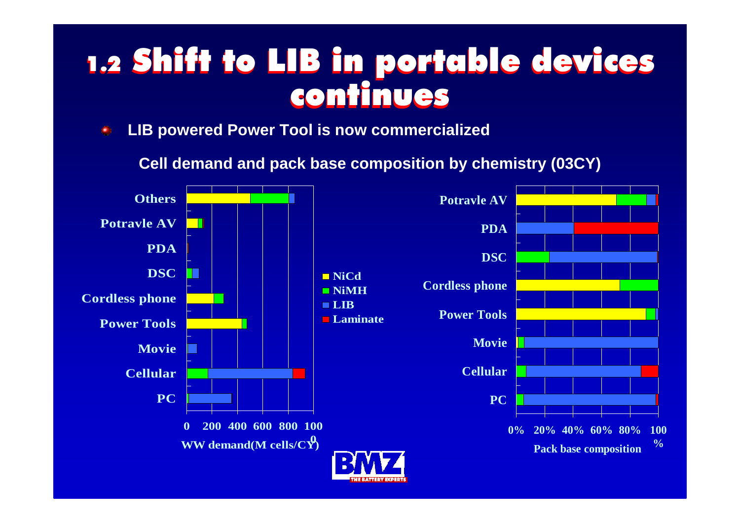# 1.2 Shift to LIB in portable devices continues

- **LIB powered Power Tool is now commercialized**

**Cell demand and pack base composition by chemistry (03CY)**

Others
Potravle AV
PDA
DSC
Cordless phone
Power Tools
Movie
Cellular
PC

0 200 400 600 800 1000

WW demand(M cells/CY)

NiCd
NiMH
LIB
Laminate

Potravle AV
PDA
DSC
Cordless phone
Power Tools
Movie
Cellular
PC

0% 20% 40% 60% 80% 100%

Pack base composition

BMZ THE BATTERY EXPERTS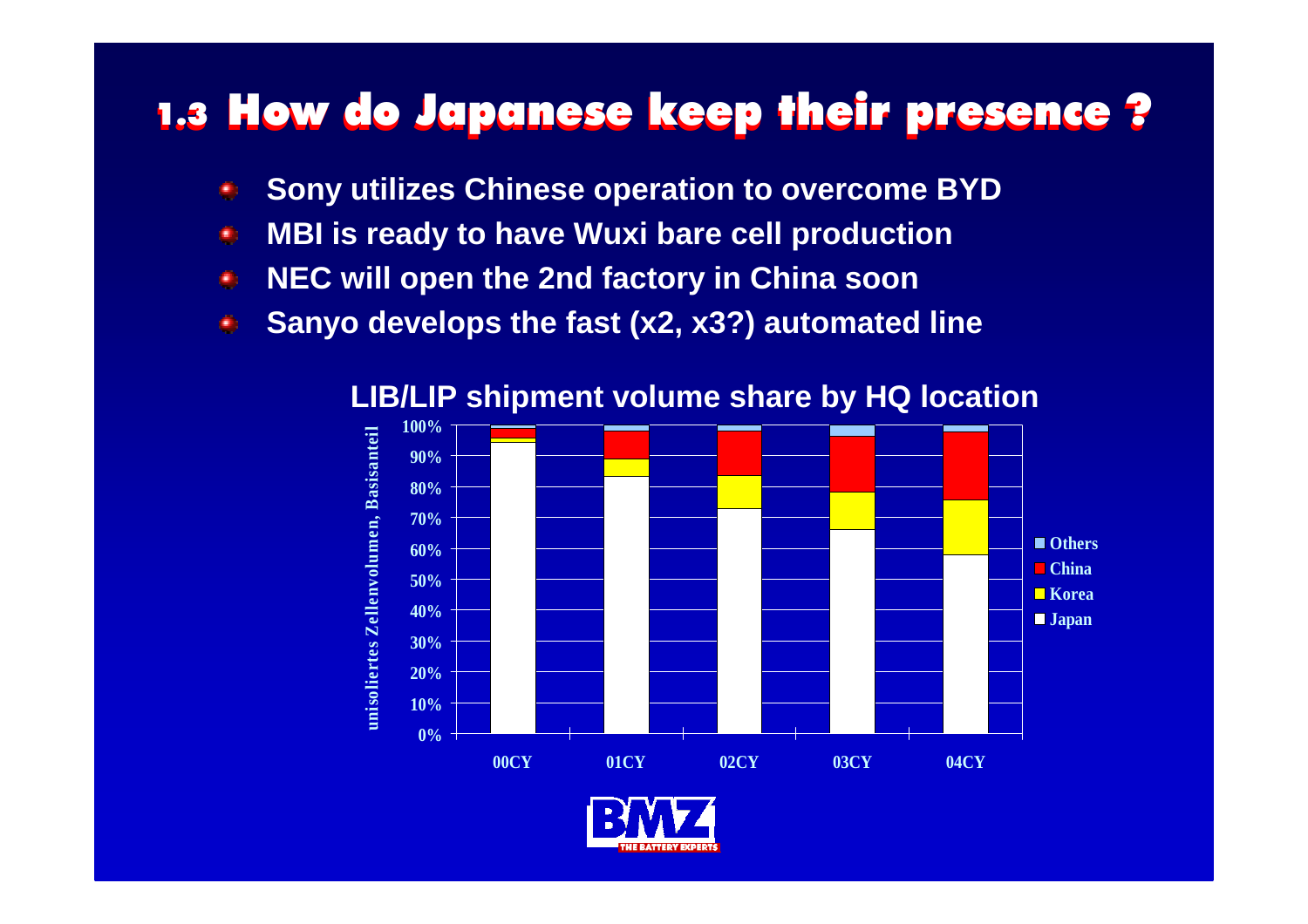# 1.3 How do Japanese keep their presence ?

- Sony utilizes Chinese operation to overcome BYD
- MBI is ready to have Wuxi bare cell production
- NEC will open the 2nd factory in China soon
- Sanyo develops the fast (x2, x3?) automated line

**LIB/LIP shipment volume share by HQ location**

unisoliertes Zellenvolumen, Basisanteil

100%
90%
80%
70%
60%
50%
40%
30%
20%
10%
0%

00CY 01CY 02CY 03CY 04CY

- Others
- China
- Korea
- Japan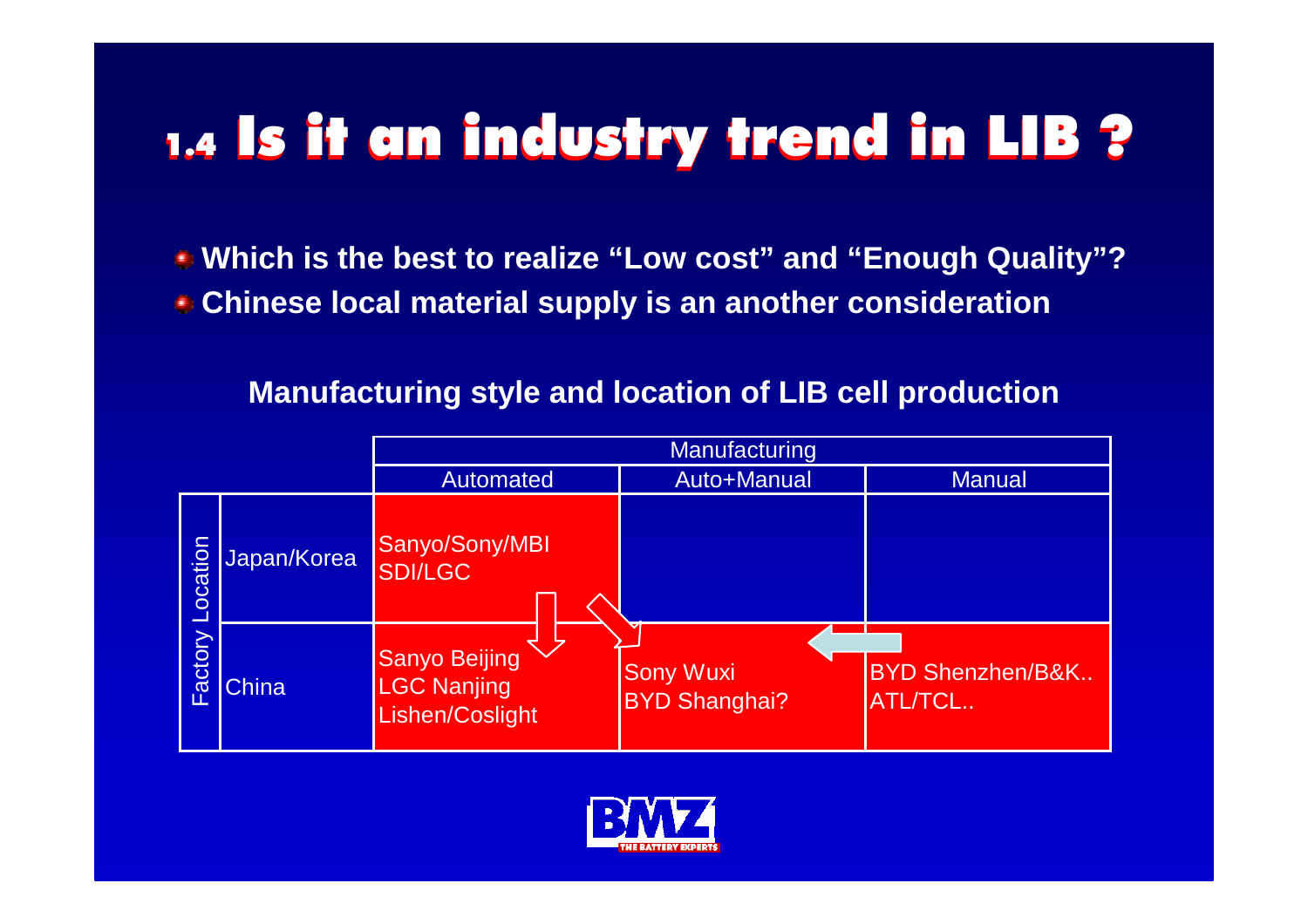# 1.4 Is it an industry trend in LIB ?

- **Which is the best to realize "Low cost" and "Enough Quality"?**
- **Chinese local material supply is an another consideration**

**Manufacturing style and location of LIB cell production**

| | | Manufacturing | | |
|---|---|---|---|---|
| | | Automated | Auto+Manual | Manual |
| Factory Location | Japan/Korea | Sanyo/Sony/MBI SDI/LGC | | |
| | China | Sanyo Beijing LGC Nanjing Lishen/Coslight | Sony Wuxi BYD Shanghai? | BYD Shenzhen/B&K.. ATL/TCL.. |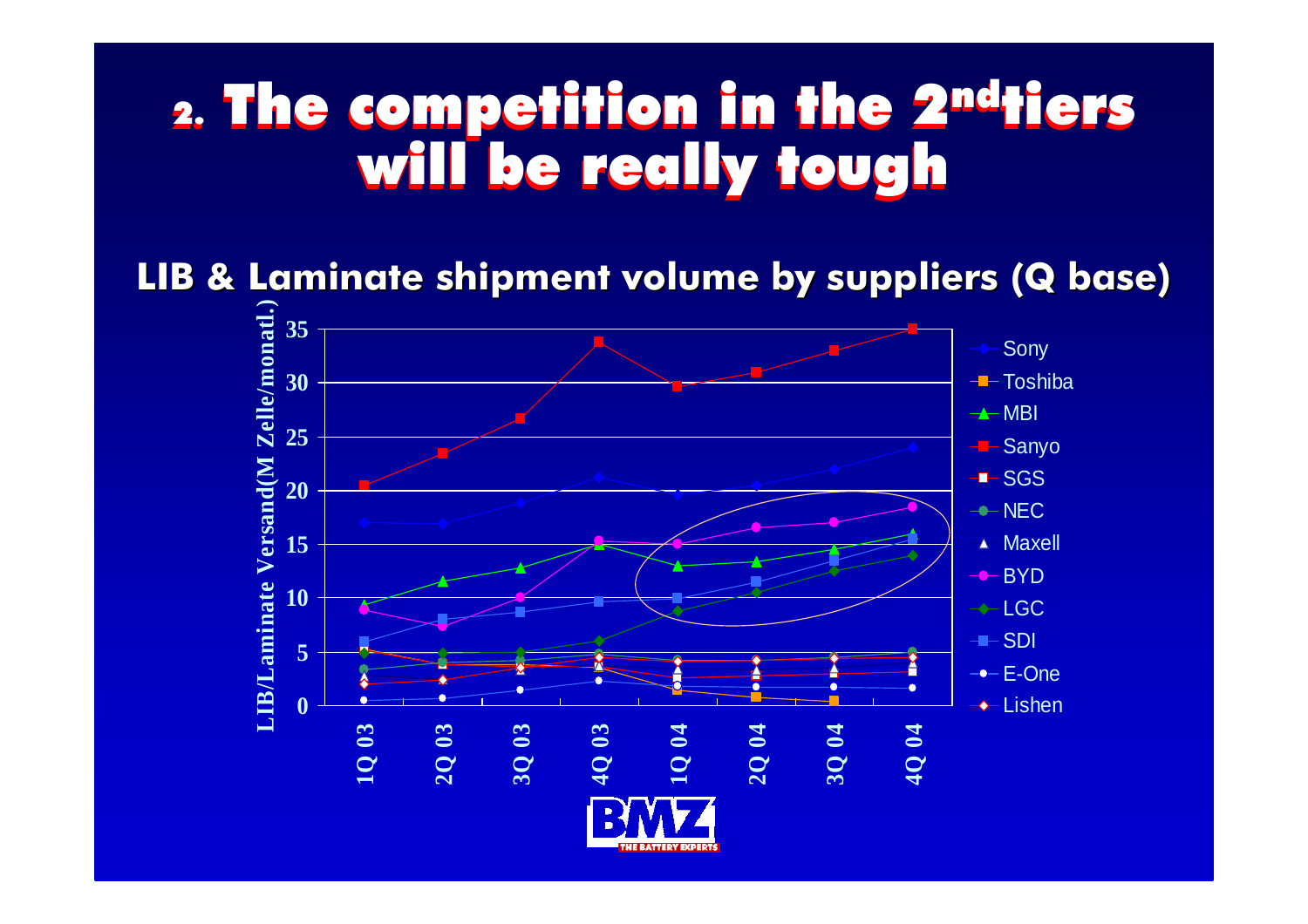# 2. The competition in the 2nd tiers will be really tough

## LIB & Laminate shipment volume by suppliers (Q base)

LIB/Laminate Versand(M Zelle/monatl.)

35
30
25
20
15
10
5
0

1Q 03, 2Q 03, 3Q 03, 4Q 03, 1Q 04, 2Q 04, 3Q 04, 4Q 04

- Sony
- Toshiba
- MBI
- Sanyo
- SGS
- NEC
- Maxell
- BYD
- LGC
- SDI
- E-One
- Lishen

BMZ THE BATTERY EXPERTS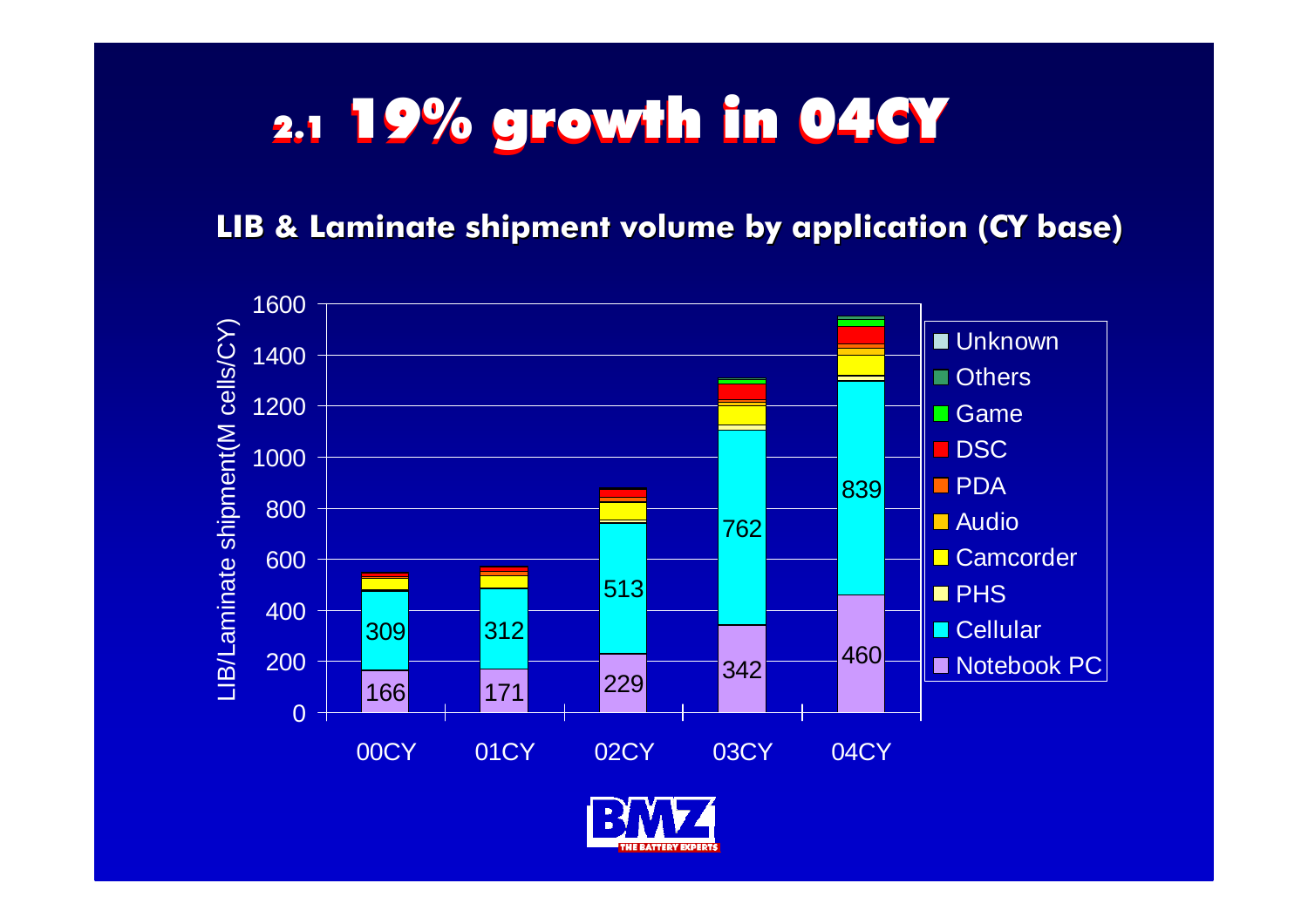# 2.1 19% growth in 04CY

## LIB & Laminate shipment volume by application (CY base)

LIB/Laminate shipment(M cells/CY)

| | 00CY | 01CY | 02CY | 03CY | 04CY |
|---|---|---|---|---|---|
| Cellular | 309 | 312 | 513 | 762 | 839 |
| Notebook PC | 166 | 171 | 229 | 342 | 460 |

Legend: Unknown, Others, Game, DSC, PDA, Audio, Camcorder, PHS, Cellular, Notebook PC

BMZ THE BATTERY EXPERTS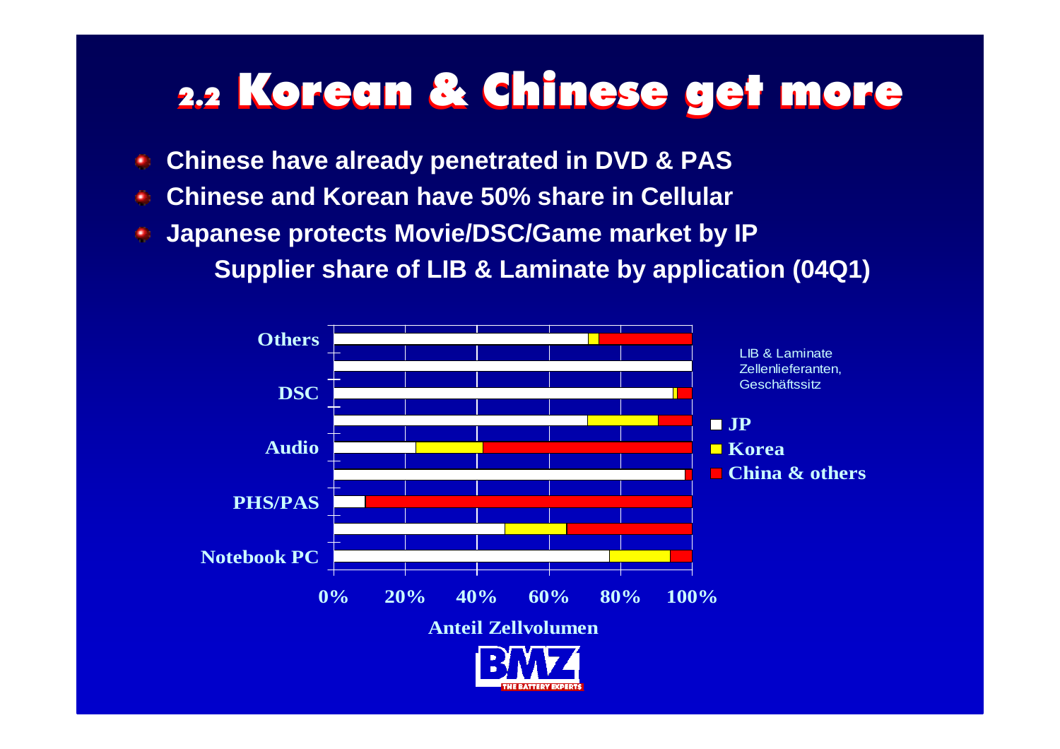# 2.2 Korean & Chinese get more

- Chinese have already penetrated in DVD & PAS
- Chinese and Korean have 50% share in Cellular
- Japanese protects Movie/DSC/Game market by IP

**Supplier share of LIB & Laminate by application (04Q1)**

Others

DSC

Audio

PHS/PAS

Notebook PC

0% 20% 40% 60% 80% 100%

Anteil Zellvolumen

LIB & Laminate Zellenlieferanten, Geschäftssitz

- JP
- Korea
- China & others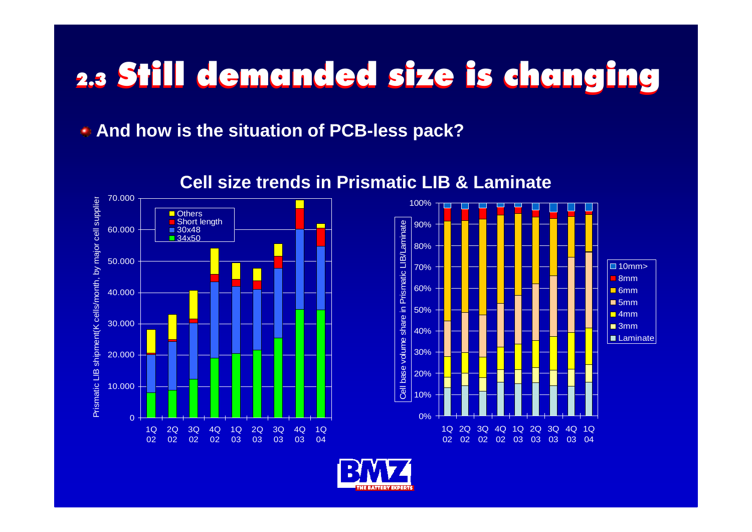# 2.3 Still demanded size is changing

- **And how is the situation of PCB-less pack?**

## Cell size trends in Prismatic LIB & Laminate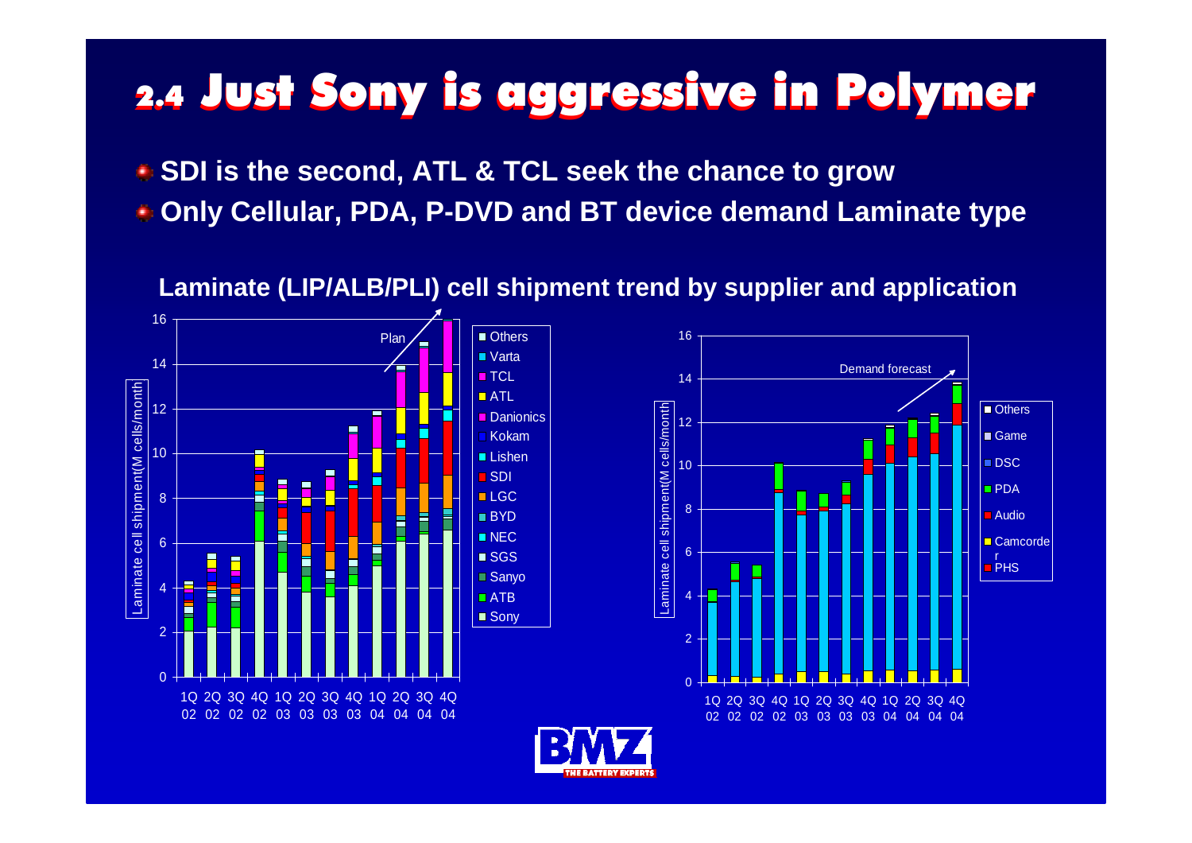# 2.4 Just Sony is aggressive in Polymer

- SDI is the second, ATL & TCL seek the chance to grow
- Only Cellular, PDA, P-DVD and BT device demand Laminate type

**Laminate (LIP/ALB/PLI) cell shipment trend by supplier and application**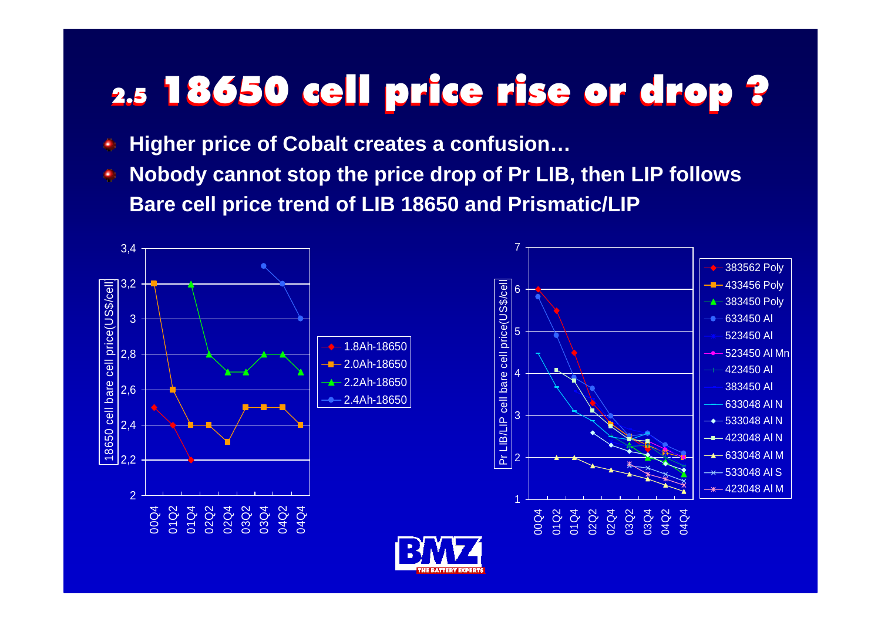# 2.5 18650 cell price rise or drop ?

- **Higher price of Cobalt creates a confusion…**
- **Nobody cannot stop the price drop of Pr LIB, then LIP follows**

**Bare cell price trend of LIB 18650 and Prismatic/LIP**

18650 cell bare cell price(US$/cell)

| | 00Q4 | 01Q2 | 01Q4 | 02Q2 | 02Q4 | 03Q2 | 03Q4 | 04Q2 | 04Q4 |
|---|---|---|---|---|---|---|---|---|---|
| 1.8Ah-18650 | 2,5 | 2,4 | 2,2 | | | | | | |
| 2.0Ah-18650 | 3,2 | 2,6 | 2,4 | 2,4 | 2,3 | 2,5 | 2,5 | 2,5 | 2,4 |
| 2.2Ah-18650 | | | 3,2 | 2,8 | 2,7 | 2,7 | 2,8 | 2,8 | 2,7 |
| 2.4Ah-18650 | | | | | | | 3,3 | 3,2 | 3 |

Pr LIB/LIP cell bare cell price(US$/cell)

Legend: 383562 Poly, 433456 Poly, 383450 Poly, 633450 Al, 523450 Al, 523450 Al Mn, 423450 Al, 383450 Al, 633048 Al N, 533048 Al N, 423048 Al N, 633048 Al M, 533048 Al S, 423048 Al M

x-axis: 00Q4, 01Q2, 01Q4, 02Q2, 02Q4, 03Q2, 03Q4, 04Q2, 04Q4

BMZ THE BATTERY EXPERTS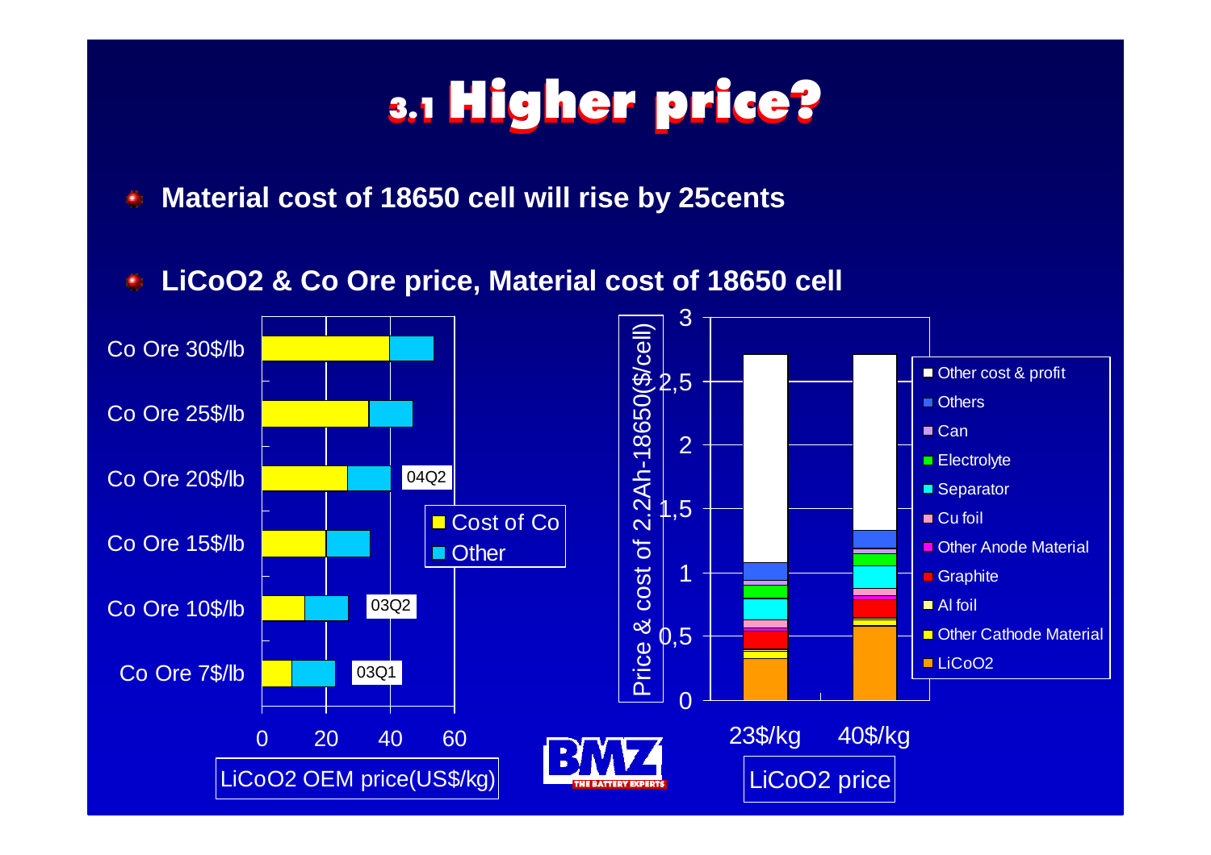# 3.1 Higher price?

- **Material cost of 18650 cell will rise by 25cents**

- **LiCoO2 & Co Ore price, Material cost of 18650 cell**

Co Ore 30$/lb
Co Ore 25$/lb
Co Ore 20$/lb
Co Ore 15$/lb
Co Ore 10$/lb
Co Ore 7$/lb

04Q2
03Q2
03Q1

Cost of Co
Other

0 20 40 60

LiCoO2 OEM price(US$/kg)

Price & cost of 2.2Ah-18650($/cell)

3
2,5
2
1,5
1
0,5
0

Other cost & profit
Others
Can
Electrolyte
Separator
Cu foil
Other Anode Material
Graphite
Al foil
Other Cathode Material
LiCoO2

23$/kg 40$/kg

LiCoO2 price

BMZ THE BATTERY EXPERTS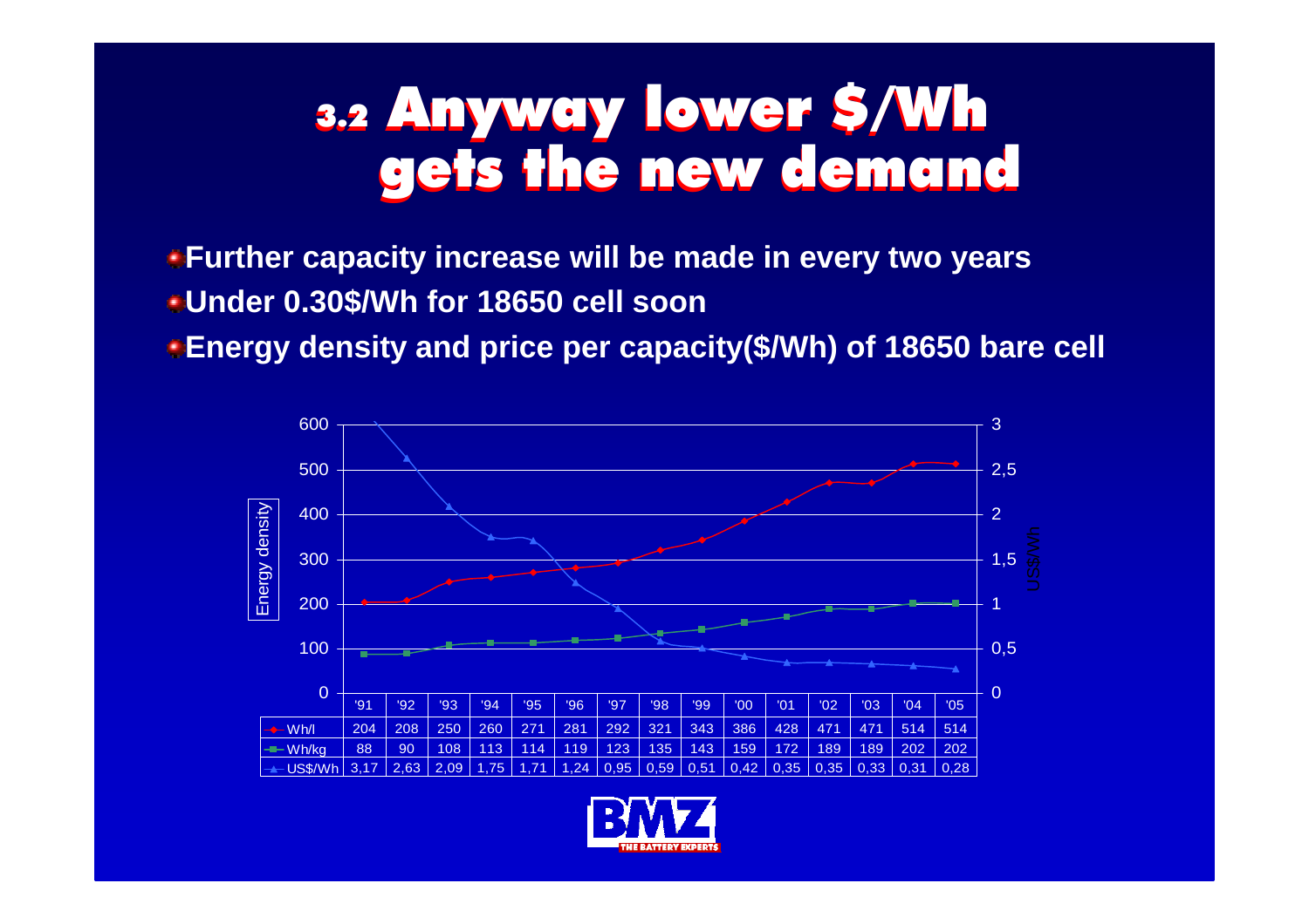# 3.2 Anyway lower $/Wh gets the new demand

- **Further capacity increase will be made in every two years**
- **Under 0.30$/Wh for 18650 cell soon**
- **Energy density and price per capacity($/Wh) of 18650 bare cell**

| | '91 | '92 | '93 | '94 | '95 | '96 | '97 | '98 | '99 | '00 | '01 | '02 | '03 | '04 | '05 |
|---|---|---|---|---|---|---|---|---|---|---|---|---|---|---|---|
| Wh/l | 204 | 208 | 250 | 260 | 271 | 281 | 292 | 321 | 343 | 386 | 428 | 471 | 471 | 514 | 514 |
| Wh/kg | 88 | 90 | 108 | 113 | 114 | 119 | 123 | 135 | 143 | 159 | 172 | 189 | 189 | 202 | 202 |
| US$/Wh | 3,17 | 2,63 | 2,09 | 1,75 | 1,71 | 1,24 | 0,95 | 0,59 | 0,51 | 0,42 | 0,35 | 0,35 | 0,33 | 0,31 | 0,28 |

BMZ THE BATTERY EXPERTS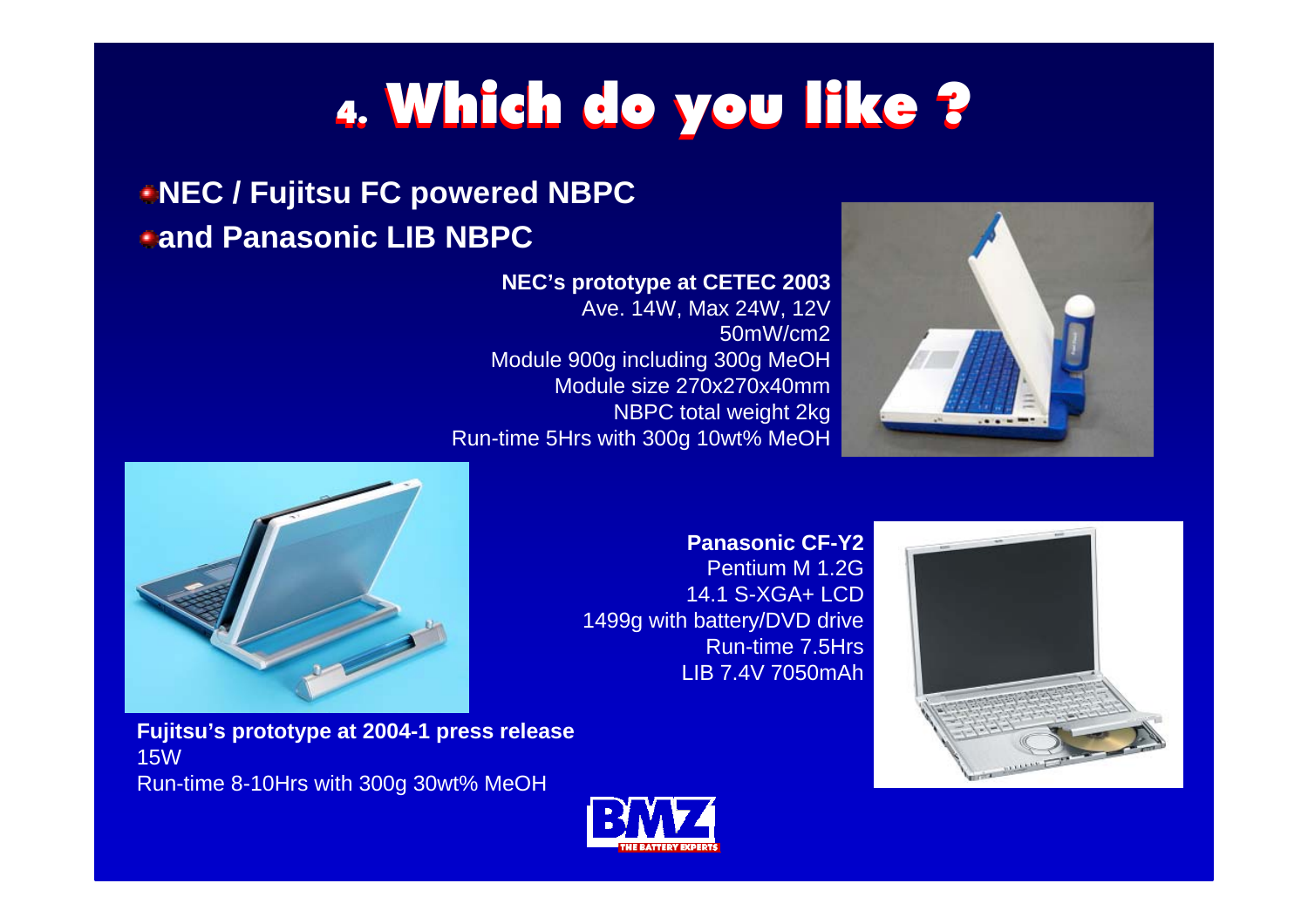# 4. Which do you like ?

- **NEC / Fujitsu FC powered NBPC**
- **and Panasonic LIB NBPC**

**NEC's prototype at CETEC 2003**
Ave. 14W, Max 24W, 12V
50mW/cm2
Module 900g including 300g MeOH
Module size 270x270x40mm
NBPC total weight 2kg
Run-time 5Hrs with 300g 10wt% MeOH

**Panasonic CF-Y2**
Pentium M 1.2G
14.1 S-XGA+ LCD
1499g with battery/DVD drive
Run-time 7.5Hrs
LIB 7.4V 7050mAh

**Fujitsu's prototype at 2004-1 press release**
15W
Run-time 8-10Hrs with 300g 30wt% MeOH

BMZ THE BATTERY EXPERTS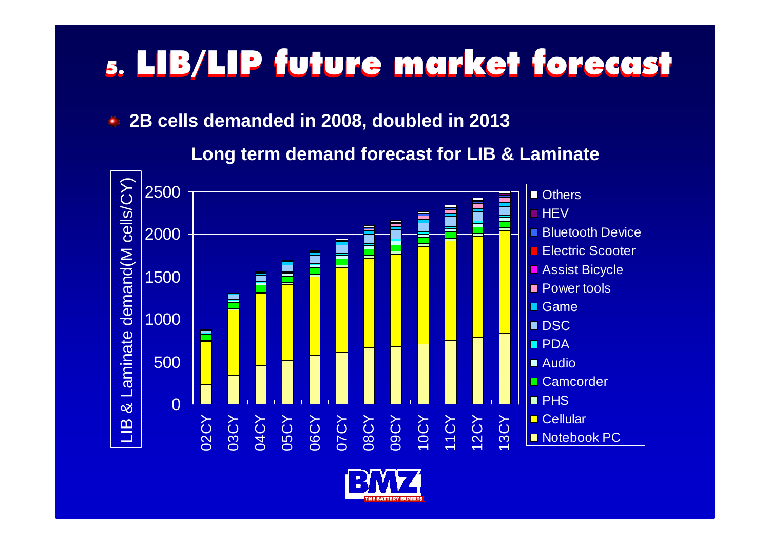# 5. LIB/LIP future market forecast

- **2B cells demanded in 2008, doubled in 2013**

**Long term demand forecast for LIB & Laminate**

LIB & Laminate demand(M cells/CY)

2500
2000
1500
1000
500
0

02CY 03CY 04CY 05CY 06CY 07CY 08CY 09CY 10CY 11CY 12CY 13CY

Others
HEV
Bluetooth Device
Electric Scooter
Assist Bicycle
Power tools
Game
DSC
PDA
Audio
Camcorder
PHS
Cellular
Notebook PC

BMZ
THE BATTERY EXPERTS